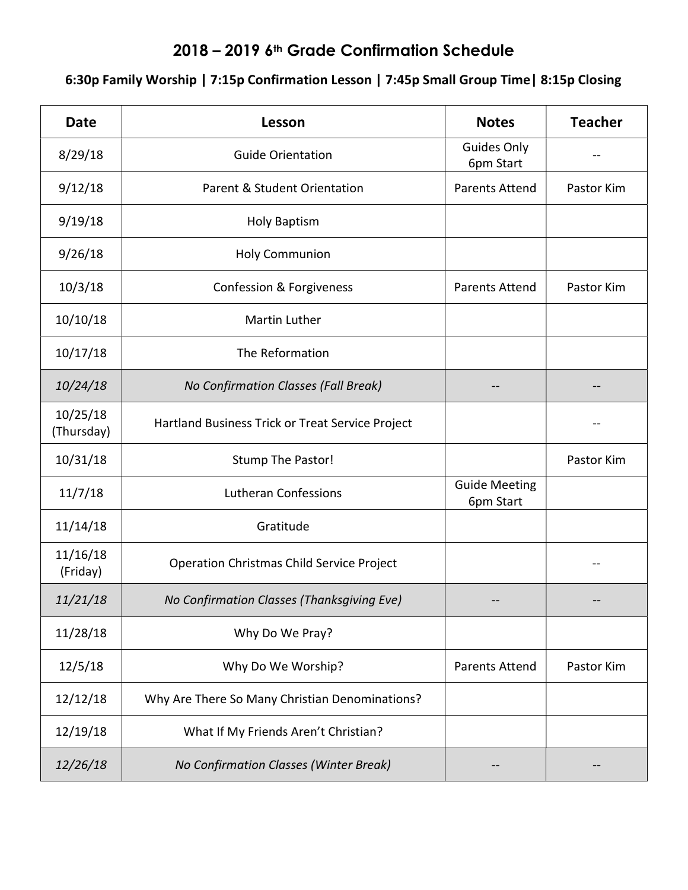# 2018 – 2019 6th Grade Confirmation Schedule

**6:30p Family Worship | 7:15p Confirmation Lesson | 7:45p Small Group Time| 8:15p Closing**

| Date | Lesson | Notes | Teacher |
|---|---|---|---|
| 8/29/18 | Guide Orientation | Guides Only 6pm Start | -- |
| 9/12/18 | Parent & Student Orientation | Parents Attend | Pastor Kim |
| 9/19/18 | Holy Baptism | | |
| 9/26/18 | Holy Communion | | |
| 10/3/18 | Confession & Forgiveness | Parents Attend | Pastor Kim |
| 10/10/18 | Martin Luther | | |
| 10/17/18 | The Reformation | | |
| *10/24/18* | *No Confirmation Classes (Fall Break)* | -- | -- |
| 10/25/18 (Thursday) | Hartland Business Trick or Treat Service Project | | -- |
| 10/31/18 | Stump The Pastor! | | Pastor Kim |
| 11/7/18 | Lutheran Confessions | Guide Meeting 6pm Start | |
| 11/14/18 | Gratitude | | |
| 11/16/18 (Friday) | Operation Christmas Child Service Project | | -- |
| *11/21/18* | *No Confirmation Classes (Thanksgiving Eve)* | -- | -- |
| 11/28/18 | Why Do We Pray? | | |
| 12/5/18 | Why Do We Worship? | Parents Attend | Pastor Kim |
| 12/12/18 | Why Are There So Many Christian Denominations? | | |
| 12/19/18 | What If My Friends Aren't Christian? | | |
| *12/26/18* | *No Confirmation Classes (Winter Break)* | -- | -- |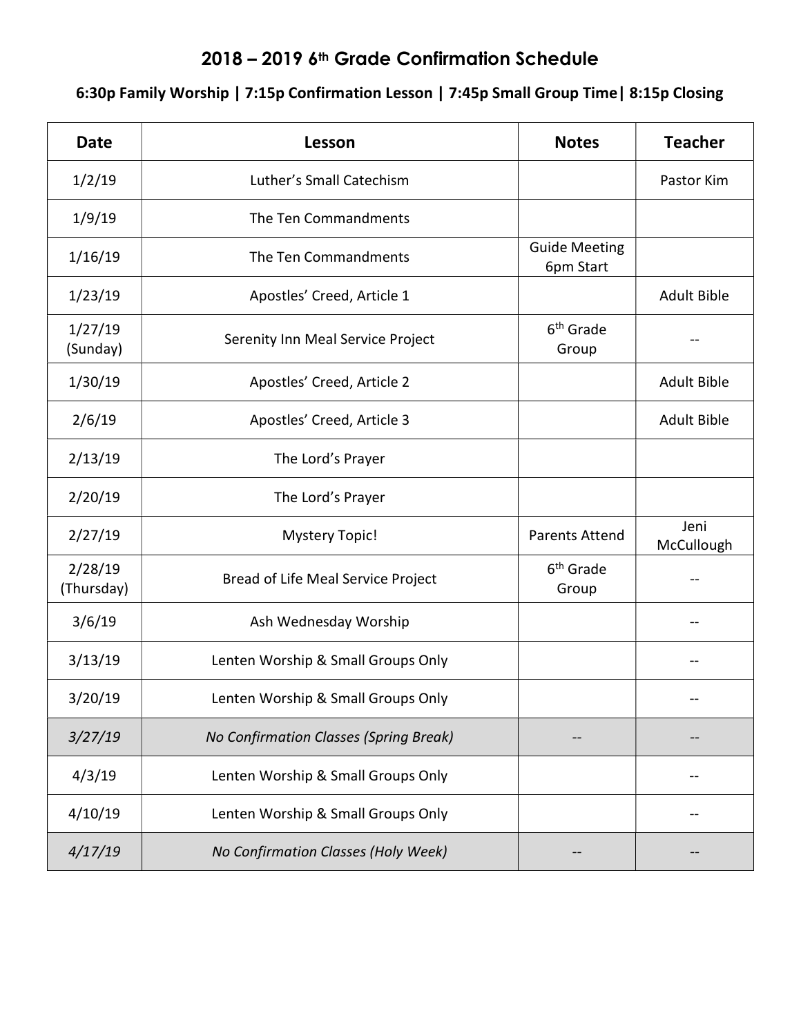## 2018 – 2019 6th Grade Confirmation Schedule

### 6:30p Family Worship | 7:15p Confirmation Lesson | 7:45p Small Group Time| 8:15p Closing

| Date | Lesson | Notes | Teacher |
|---|---|---|---|
| 1/2/19 | Luther's Small Catechism | | Pastor Kim |
| 1/9/19 | The Ten Commandments | | |
| 1/16/19 | The Ten Commandments | Guide Meeting 6pm Start | |
| 1/23/19 | Apostles' Creed, Article 1 | | Adult Bible |
| 1/27/19 (Sunday) | Serenity Inn Meal Service Project | 6th Grade Group | -- |
| 1/30/19 | Apostles' Creed, Article 2 | | Adult Bible |
| 2/6/19 | Apostles' Creed, Article 3 | | Adult Bible |
| 2/13/19 | The Lord's Prayer | | |
| 2/20/19 | The Lord's Prayer | | |
| 2/27/19 | Mystery Topic! | Parents Attend | Jeni McCullough |
| 2/28/19 (Thursday) | Bread of Life Meal Service Project | 6th Grade Group | -- |
| 3/6/19 | Ash Wednesday Worship | | -- |
| 3/13/19 | Lenten Worship & Small Groups Only | | -- |
| 3/20/19 | Lenten Worship & Small Groups Only | | -- |
| *3/27/19* | *No Confirmation Classes (Spring Break)* | -- | -- |
| 4/3/19 | Lenten Worship & Small Groups Only | | -- |
| 4/10/19 | Lenten Worship & Small Groups Only | | -- |
| *4/17/19* | *No Confirmation Classes (Holy Week)* | -- | -- |